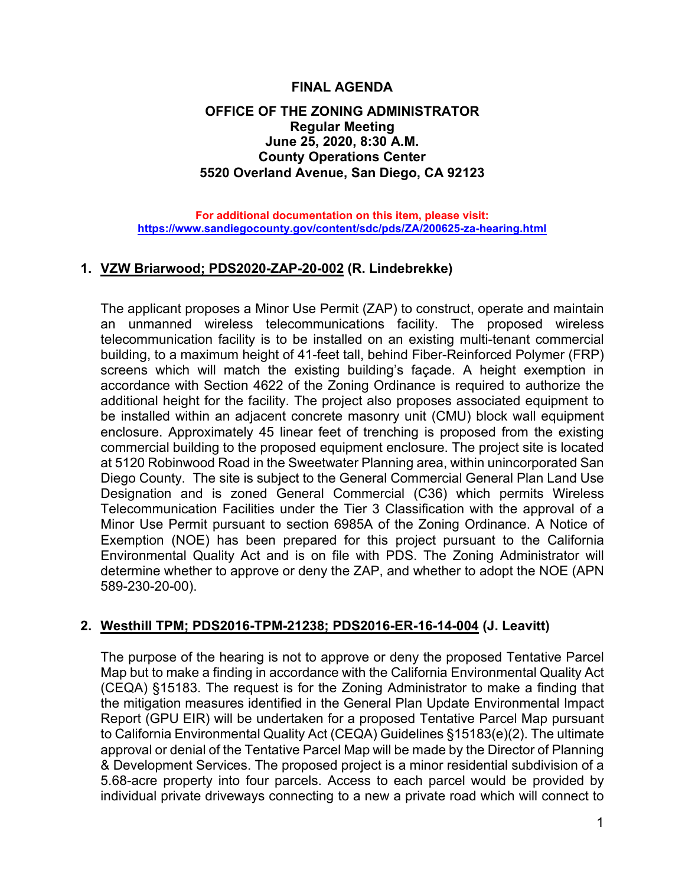**FINAL AGENDA**

**OFFICE OF THE ZONING ADMINISTRATOR**
**Regular Meeting**
**June 25, 2020, 8:30 A.M.**
**County Operations Center**
**5520 Overland Avenue, San Diego, CA 92123**

**For additional documentation on this item, please visit:**
**https://www.sandiegocounty.gov/content/sdc/pds/ZA/200625-za-hearing.html**

**1. VZW Briarwood; PDS2020-ZAP-20-002 (R. Lindebrekke)**

The applicant proposes a Minor Use Permit (ZAP) to construct, operate and maintain an unmanned wireless telecommunications facility. The proposed wireless telecommunication facility is to be installed on an existing multi-tenant commercial building, to a maximum height of 41-feet tall, behind Fiber-Reinforced Polymer (FRP) screens which will match the existing building's façade. A height exemption in accordance with Section 4622 of the Zoning Ordinance is required to authorize the additional height for the facility. The project also proposes associated equipment to be installed within an adjacent concrete masonry unit (CMU) block wall equipment enclosure. Approximately 45 linear feet of trenching is proposed from the existing commercial building to the proposed equipment enclosure. The project site is located at 5120 Robinwood Road in the Sweetwater Planning area, within unincorporated San Diego County. The site is subject to the General Commercial General Plan Land Use Designation and is zoned General Commercial (C36) which permits Wireless Telecommunication Facilities under the Tier 3 Classification with the approval of a Minor Use Permit pursuant to section 6985A of the Zoning Ordinance. A Notice of Exemption (NOE) has been prepared for this project pursuant to the California Environmental Quality Act and is on file with PDS. The Zoning Administrator will determine whether to approve or deny the ZAP, and whether to adopt the NOE (APN 589-230-20-00).

**2. Westhill TPM; PDS2016-TPM-21238; PDS2016-ER-16-14-004 (J. Leavitt)**

The purpose of the hearing is not to approve or deny the proposed Tentative Parcel Map but to make a finding in accordance with the California Environmental Quality Act (CEQA) §15183. The request is for the Zoning Administrator to make a finding that the mitigation measures identified in the General Plan Update Environmental Impact Report (GPU EIR) will be undertaken for a proposed Tentative Parcel Map pursuant to California Environmental Quality Act (CEQA) Guidelines §15183(e)(2). The ultimate approval or denial of the Tentative Parcel Map will be made by the Director of Planning & Development Services. The proposed project is a minor residential subdivision of a 5.68-acre property into four parcels. Access to each parcel would be provided by individual private driveways connecting to a new a private road which will connect to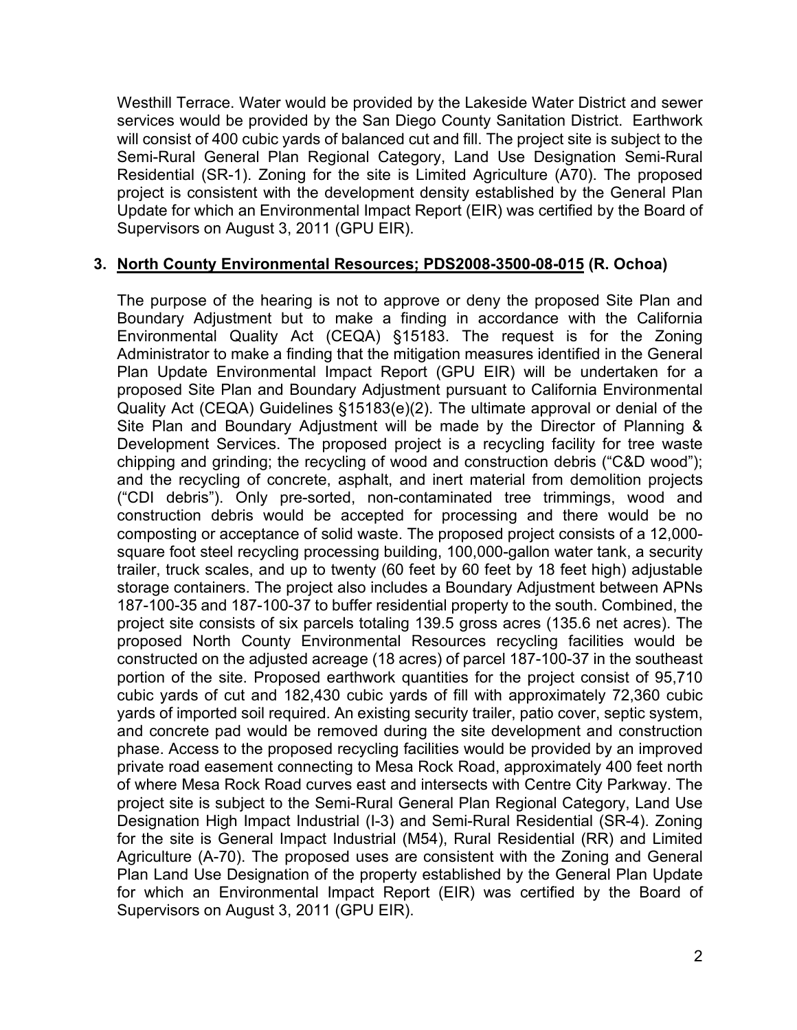Westhill Terrace. Water would be provided by the Lakeside Water District and sewer services would be provided by the San Diego County Sanitation District. Earthwork will consist of 400 cubic yards of balanced cut and fill. The project site is subject to the Semi-Rural General Plan Regional Category, Land Use Designation Semi-Rural Residential (SR-1). Zoning for the site is Limited Agriculture (A70). The proposed project is consistent with the development density established by the General Plan Update for which an Environmental Impact Report (EIR) was certified by the Board of Supervisors on August 3, 2011 (GPU EIR).

3. **<u>North County Environmental Resources; PDS2008-3500-08-015</u> (R. Ochoa)**

   The purpose of the hearing is not to approve or deny the proposed Site Plan and Boundary Adjustment but to make a finding in accordance with the California Environmental Quality Act (CEQA) §15183. The request is for the Zoning Administrator to make a finding that the mitigation measures identified in the General Plan Update Environmental Impact Report (GPU EIR) will be undertaken for a proposed Site Plan and Boundary Adjustment pursuant to California Environmental Quality Act (CEQA) Guidelines §15183(e)(2). The ultimate approval or denial of the Site Plan and Boundary Adjustment will be made by the Director of Planning & Development Services. The proposed project is a recycling facility for tree waste chipping and grinding; the recycling of wood and construction debris ("C&D wood"); and the recycling of concrete, asphalt, and inert material from demolition projects ("CDI debris"). Only pre-sorted, non-contaminated tree trimmings, wood and construction debris would be accepted for processing and there would be no composting or acceptance of solid waste. The proposed project consists of a 12,000-square foot steel recycling processing building, 100,000-gallon water tank, a security trailer, truck scales, and up to twenty (60 feet by 60 feet by 18 feet high) adjustable storage containers. The project also includes a Boundary Adjustment between APNs 187-100-35 and 187-100-37 to buffer residential property to the south. Combined, the project site consists of six parcels totaling 139.5 gross acres (135.6 net acres). The proposed North County Environmental Resources recycling facilities would be constructed on the adjusted acreage (18 acres) of parcel 187-100-37 in the southeast portion of the site. Proposed earthwork quantities for the project consist of 95,710 cubic yards of cut and 182,430 cubic yards of fill with approximately 72,360 cubic yards of imported soil required. An existing security trailer, patio cover, septic system, and concrete pad would be removed during the site development and construction phase. Access to the proposed recycling facilities would be provided by an improved private road easement connecting to Mesa Rock Road, approximately 400 feet north of where Mesa Rock Road curves east and intersects with Centre City Parkway. The project site is subject to the Semi-Rural General Plan Regional Category, Land Use Designation High Impact Industrial (I-3) and Semi-Rural Residential (SR-4). Zoning for the site is General Impact Industrial (M54), Rural Residential (RR) and Limited Agriculture (A-70). The proposed uses are consistent with the Zoning and General Plan Land Use Designation of the property established by the General Plan Update for which an Environmental Impact Report (EIR) was certified by the Board of Supervisors on August 3, 2011 (GPU EIR).